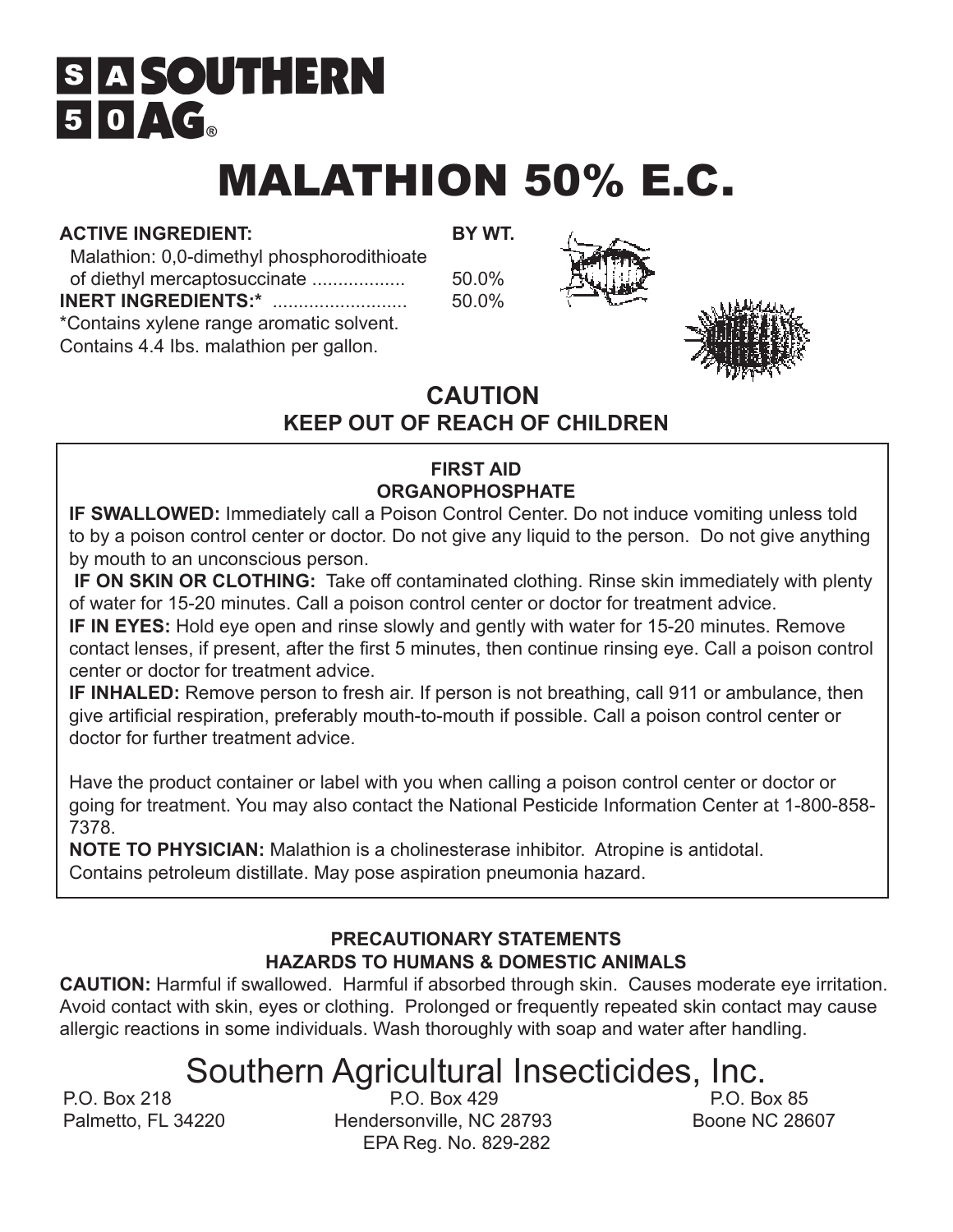# SOUTHERN AG®

# MALATHION 50% E.C.

| ACTIVE INGREDIENT: | BY WT. |
|---|---|
| Malathion: 0,0-dimethyl phosphorodithioate of diethyl mercaptosuccinate .................. | 50.0% |
| **INERT INGREDIENTS:*** .......................... | 50.0% |

*Contains xylene range aromatic solvent.
Contains 4.4 lbs. malathion per gallon.

## CAUTION
## KEEP OUT OF REACH OF CHILDREN

### FIRST AID
### ORGANOPHOSPHATE

**IF SWALLOWED:** Immediately call a Poison Control Center. Do not induce vomiting unless told to by a poison control center or doctor. Do not give any liquid to the person. Do not give anything by mouth to an unconscious person.

**IF ON SKIN OR CLOTHING:** Take off contaminated clothing. Rinse skin immediately with plenty of water for 15-20 minutes. Call a poison control center or doctor for treatment advice.

**IF IN EYES:** Hold eye open and rinse slowly and gently with water for 15-20 minutes. Remove contact lenses, if present, after the first 5 minutes, then continue rinsing eye. Call a poison control center or doctor for treatment advice.

**IF INHALED:** Remove person to fresh air. If person is not breathing, call 911 or ambulance, then give artificial respiration, preferably mouth-to-mouth if possible. Call a poison control center or doctor for further treatment advice.

Have the product container or label with you when calling a poison control center or doctor or going for treatment. You may also contact the National Pesticide Information Center at 1-800-858-7378.

**NOTE TO PHYSICIAN:** Malathion is a cholinesterase inhibitor. Atropine is antidotal. Contains petroleum distillate. May pose aspiration pneumonia hazard.

### PRECAUTIONARY STATEMENTS
### HAZARDS TO HUMANS & DOMESTIC ANIMALS

**CAUTION:** Harmful if swallowed. Harmful if absorbed through skin. Causes moderate eye irritation. Avoid contact with skin, eyes or clothing. Prolonged or frequently repeated skin contact may cause allergic reactions in some individuals. Wash thoroughly with soap and water after handling.

## Southern Agricultural Insecticides, Inc.

P.O. Box 218
Palmetto, FL 34220

P.O. Box 429
Hendersonville, NC 28793

P.O. Box 85
Boone NC 28607

EPA Reg. No. 829-282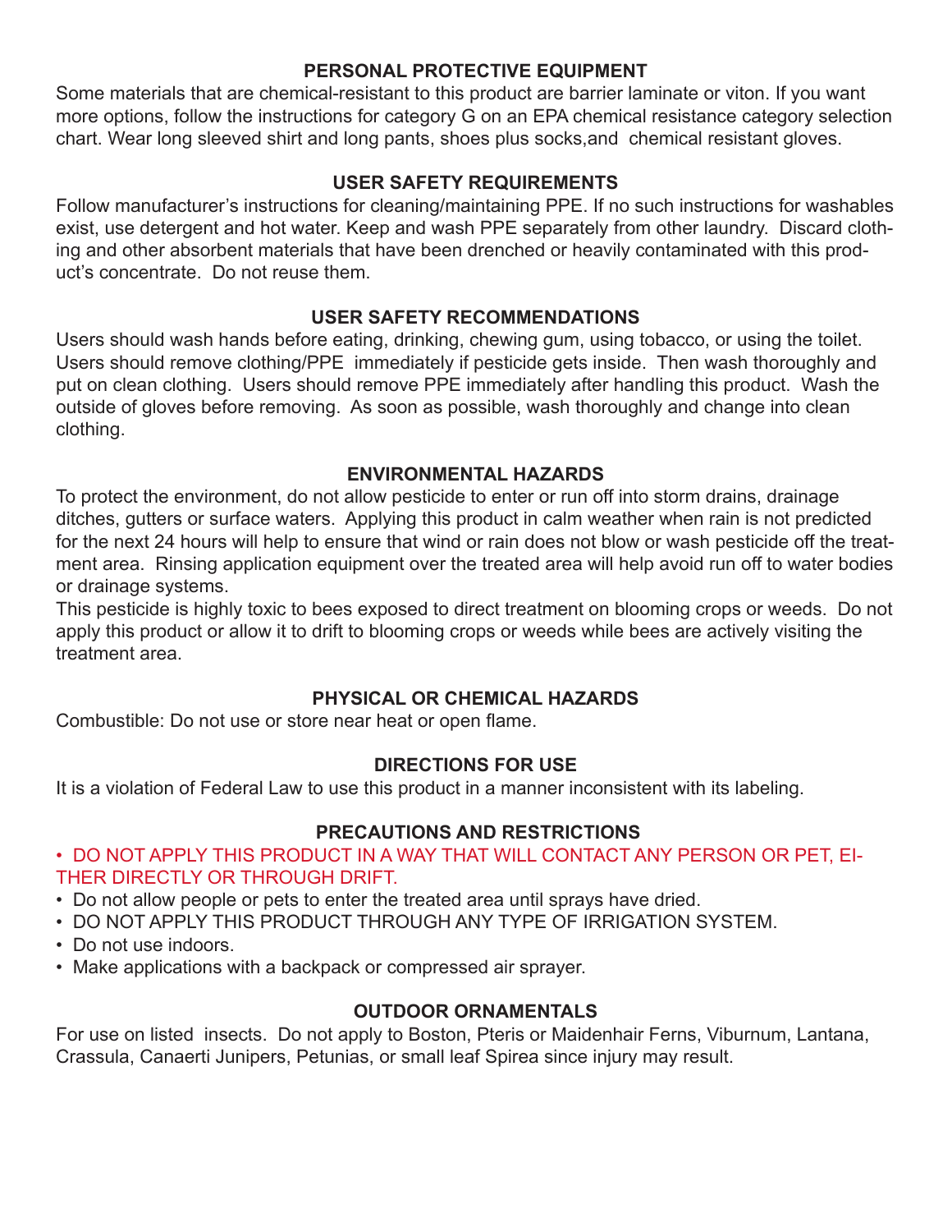## PERSONAL PROTECTIVE EQUIPMENT

Some materials that are chemical-resistant to this product are barrier laminate or viton. If you want more options, follow the instructions for category G on an EPA chemical resistance category selection chart. Wear long sleeved shirt and long pants, shoes plus socks,and chemical resistant gloves.

## USER SAFETY REQUIREMENTS

Follow manufacturer's instructions for cleaning/maintaining PPE. If no such instructions for washables exist, use detergent and hot water. Keep and wash PPE separately from other laundry. Discard clothing and other absorbent materials that have been drenched or heavily contaminated with this product's concentrate. Do not reuse them.

## USER SAFETY RECOMMENDATIONS

Users should wash hands before eating, drinking, chewing gum, using tobacco, or using the toilet. Users should remove clothing/PPE immediately if pesticide gets inside. Then wash thoroughly and put on clean clothing. Users should remove PPE immediately after handling this product. Wash the outside of gloves before removing. As soon as possible, wash thoroughly and change into clean clothing.

## ENVIRONMENTAL HAZARDS

To protect the environment, do not allow pesticide to enter or run off into storm drains, drainage ditches, gutters or surface waters. Applying this product in calm weather when rain is not predicted for the next 24 hours will help to ensure that wind or rain does not blow or wash pesticide off the treatment area. Rinsing application equipment over the treated area will help avoid run off to water bodies or drainage systems.

This pesticide is highly toxic to bees exposed to direct treatment on blooming crops or weeds. Do not apply this product or allow it to drift to blooming crops or weeds while bees are actively visiting the treatment area.

## PHYSICAL OR CHEMICAL HAZARDS

Combustible: Do not use or store near heat or open flame.

## DIRECTIONS FOR USE

It is a violation of Federal Law to use this product in a manner inconsistent with its labeling.

## PRECAUTIONS AND RESTRICTIONS

- DO NOT APPLY THIS PRODUCT IN A WAY THAT WILL CONTACT ANY PERSON OR PET, EITHER DIRECTLY OR THROUGH DRIFT.
- Do not allow people or pets to enter the treated area until sprays have dried.
- DO NOT APPLY THIS PRODUCT THROUGH ANY TYPE OF IRRIGATION SYSTEM.
- Do not use indoors.
- Make applications with a backpack or compressed air sprayer.

## OUTDOOR ORNAMENTALS

For use on listed insects. Do not apply to Boston, Pteris or Maidenhair Ferns, Viburnum, Lantana, Crassula, Canaerti Junipers, Petunias, or small leaf Spirea since injury may result.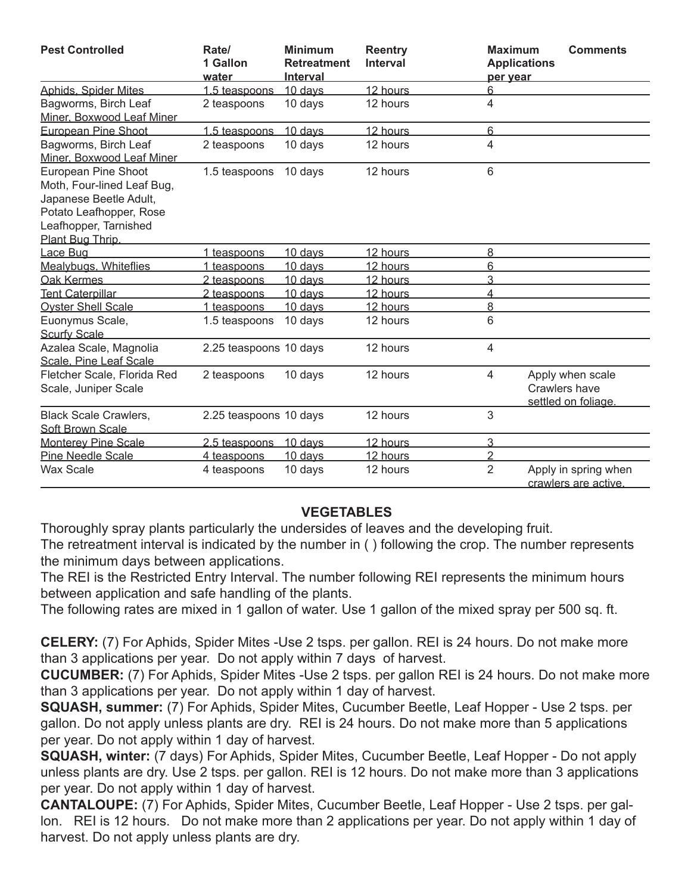| Pest Controlled | Rate/ 1 Gallon water | Minimum Retreatment Interval | Reentry Interval | Maximum Applications per year | Comments |
|---|---|---|---|---|---|
| Aphids, Spider Mites | 1.5 teaspoons | 10 days | 12 hours | 6 | |
| Bagworms, Birch Leaf Miner, Boxwood Leaf Miner | 2 teaspoons | 10 days | 12 hours | 4 | |
| European Pine Shoot | 1.5 teaspoons | 10 days | 12 hours | 6 | |
| Bagworms, Birch Leaf Miner, Boxwood Leaf Miner | 2 teaspoons | 10 days | 12 hours | 4 | |
| European Pine Shoot Moth, Four-lined Leaf Bug, Japanese Beetle Adult, Potato Leafhopper, Rose Leafhopper, Tarnished Plant Bug Thrip. | 1.5 teaspoons | 10 days | 12 hours | 6 | |
| Lace Bug | 1 teaspoons | 10 days | 12 hours | 8 | |
| Mealybugs, Whiteflies | 1 teaspoons | 10 days | 12 hours | 6 | |
| Oak Kermes | 2 teaspoons | 10 days | 12 hours | 3 | |
| Tent Caterpillar | 2 teaspoons | 10 days | 12 hours | 4 | |
| Oyster Shell Scale | 1 teaspoons | 10 days | 12 hours | 8 | |
| Euonymus Scale, Scurfy Scale | 1.5 teaspoons | 10 days | 12 hours | 6 | |
| Azalea Scale, Magnolia Scale, Pine Leaf Scale | 2.25 teaspoons | 10 days | 12 hours | 4 | |
| Fletcher Scale, Florida Red Scale, Juniper Scale | 2 teaspoons | 10 days | 12 hours | 4 | Apply when scale Crawlers have settled on foliage. |
| Black Scale Crawlers, Soft Brown Scale | 2.25 teaspoons | 10 days | 12 hours | 3 | |
| Monterey Pine Scale | 2.5 teaspoons | 10 days | 12 hours | 3 | |
| Pine Needle Scale | 4 teaspoons | 10 days | 12 hours | 2 | |
| Wax Scale | 4 teaspoons | 10 days | 12 hours | 2 | Apply in spring when crawlers are active. |

## VEGETABLES

Thoroughly spray plants particularly the undersides of leaves and the developing fruit.
The retreatment interval is indicated by the number in ( ) following the crop. The number represents the minimum days between applications.
The REI is the Restricted Entry Interval. The number following REI represents the minimum hours between application and safe handling of the plants.
The following rates are mixed in 1 gallon of water. Use 1 gallon of the mixed spray per 500 sq. ft.

**CELERY:** (7) For Aphids, Spider Mites -Use 2 tsps. per gallon. REI is 24 hours. Do not make more than 3 applications per year. Do not apply within 7 days of harvest.
**CUCUMBER:** (7) For Aphids, Spider Mites -Use 2 tsps. per gallon REI is 24 hours. Do not make more than 3 applications per year. Do not apply within 1 day of harvest.
**SQUASH, summer:** (7) For Aphids, Spider Mites, Cucumber Beetle, Leaf Hopper - Use 2 tsps. per gallon. Do not apply unless plants are dry. REI is 24 hours. Do not make more than 5 applications per year. Do not apply within 1 day of harvest.
**SQUASH, winter:** (7 days) For Aphids, Spider Mites, Cucumber Beetle, Leaf Hopper - Do not apply unless plants are dry. Use 2 tsps. per gallon. REI is 12 hours. Do not make more than 3 applications per year. Do not apply within 1 day of harvest.
**CANTALOUPE:** (7) For Aphids, Spider Mites, Cucumber Beetle, Leaf Hopper - Use 2 tsps. per gallon. REI is 12 hours. Do not make more than 2 applications per year. Do not apply within 1 day of harvest. Do not apply unless plants are dry.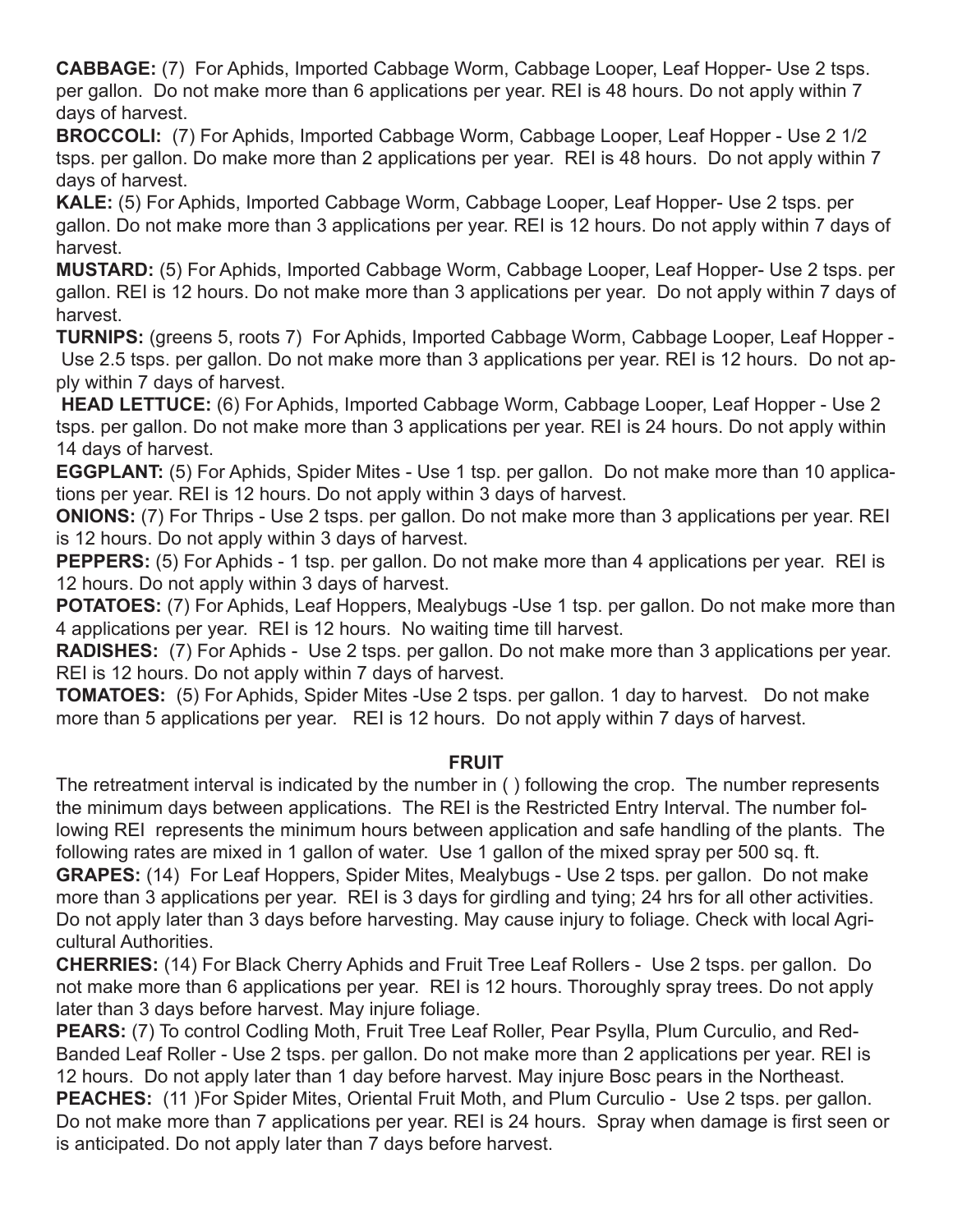**CABBAGE:** (7) For Aphids, Imported Cabbage Worm, Cabbage Looper, Leaf Hopper- Use 2 tsps. per gallon. Do not make more than 6 applications per year. REI is 48 hours. Do not apply within 7 days of harvest.

**BROCCOLI:** (7) For Aphids, Imported Cabbage Worm, Cabbage Looper, Leaf Hopper - Use 2 1/2 tsps. per gallon. Do make more than 2 applications per year. REI is 48 hours. Do not apply within 7 days of harvest.

**KALE:** (5) For Aphids, Imported Cabbage Worm, Cabbage Looper, Leaf Hopper- Use 2 tsps. per gallon. Do not make more than 3 applications per year. REI is 12 hours. Do not apply within 7 days of harvest.

**MUSTARD:** (5) For Aphids, Imported Cabbage Worm, Cabbage Looper, Leaf Hopper- Use 2 tsps. per gallon. REI is 12 hours. Do not make more than 3 applications per year. Do not apply within 7 days of harvest.

**TURNIPS:** (greens 5, roots 7) For Aphids, Imported Cabbage Worm, Cabbage Looper, Leaf Hopper - Use 2.5 tsps. per gallon. Do not make more than 3 applications per year. REI is 12 hours. Do not apply within 7 days of harvest.

**HEAD LETTUCE:** (6) For Aphids, Imported Cabbage Worm, Cabbage Looper, Leaf Hopper - Use 2 tsps. per gallon. Do not make more than 3 applications per year. REI is 24 hours. Do not apply within 14 days of harvest.

**EGGPLANT:** (5) For Aphids, Spider Mites - Use 1 tsp. per gallon. Do not make more than 10 applications per year. REI is 12 hours. Do not apply within 3 days of harvest.

**ONIONS:** (7) For Thrips - Use 2 tsps. per gallon. Do not make more than 3 applications per year. REI is 12 hours. Do not apply within 3 days of harvest.

**PEPPERS:** (5) For Aphids - 1 tsp. per gallon. Do not make more than 4 applications per year. REI is 12 hours. Do not apply within 3 days of harvest.

**POTATOES:** (7) For Aphids, Leaf Hoppers, Mealybugs -Use 1 tsp. per gallon. Do not make more than 4 applications per year. REI is 12 hours. No waiting time till harvest.

**RADISHES:** (7) For Aphids - Use 2 tsps. per gallon. Do not make more than 3 applications per year. REI is 12 hours. Do not apply within 7 days of harvest.

**TOMATOES:** (5) For Aphids, Spider Mites -Use 2 tsps. per gallon. 1 day to harvest. Do not make more than 5 applications per year. REI is 12 hours. Do not apply within 7 days of harvest.

## FRUIT

The retreatment interval is indicated by the number in ( ) following the crop. The number represents the minimum days between applications. The REI is the Restricted Entry Interval. The number following REI represents the minimum hours between application and safe handling of the plants. The following rates are mixed in 1 gallon of water. Use 1 gallon of the mixed spray per 500 sq. ft.

**GRAPES:** (14) For Leaf Hoppers, Spider Mites, Mealybugs - Use 2 tsps. per gallon. Do not make more than 3 applications per year. REI is 3 days for girdling and tying; 24 hrs for all other activities. Do not apply later than 3 days before harvesting. May cause injury to foliage. Check with local Agricultural Authorities.

**CHERRIES:** (14) For Black Cherry Aphids and Fruit Tree Leaf Rollers - Use 2 tsps. per gallon. Do not make more than 6 applications per year. REI is 12 hours. Thoroughly spray trees. Do not apply later than 3 days before harvest. May injure foliage.

**PEARS:** (7) To control Codling Moth, Fruit Tree Leaf Roller, Pear Psylla, Plum Curculio, and Red-Banded Leaf Roller - Use 2 tsps. per gallon. Do not make more than 2 applications per year. REI is 12 hours. Do not apply later than 1 day before harvest. May injure Bosc pears in the Northeast.

**PEACHES:** (11 )For Spider Mites, Oriental Fruit Moth, and Plum Curculio - Use 2 tsps. per gallon. Do not make more than 7 applications per year. REI is 24 hours. Spray when damage is first seen or is anticipated. Do not apply later than 7 days before harvest.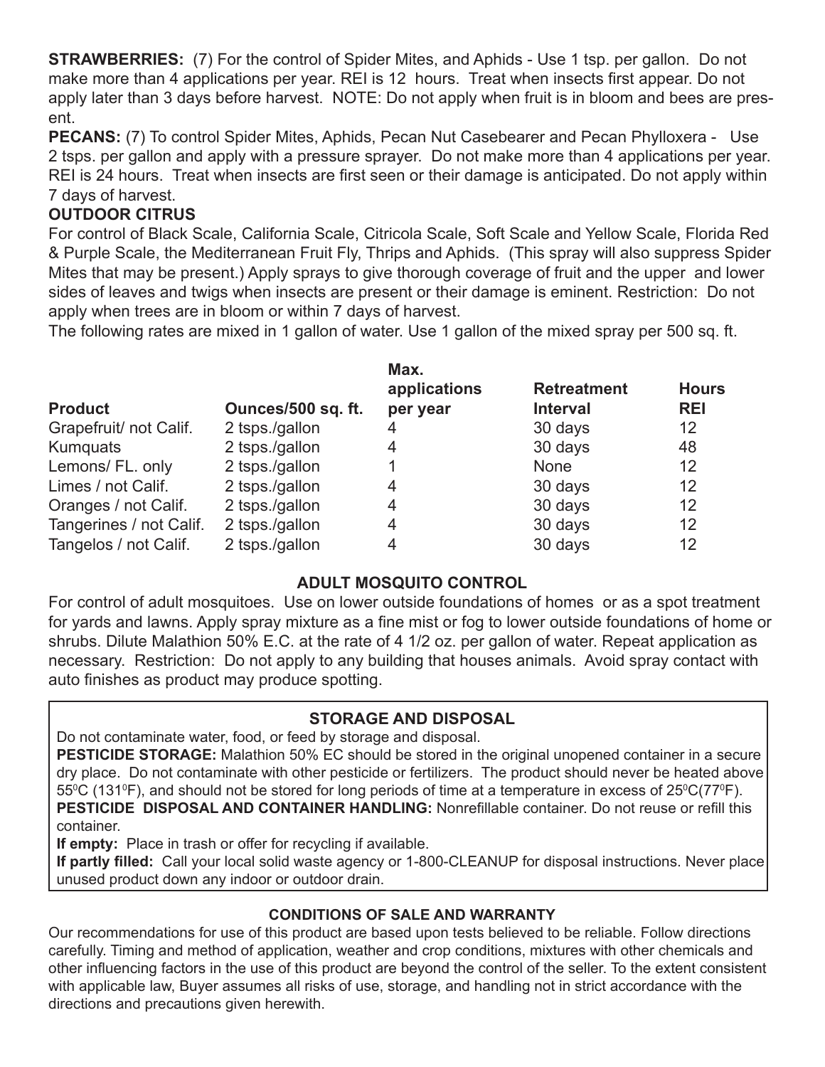**STRAWBERRIES:** (7) For the control of Spider Mites, and Aphids - Use 1 tsp. per gallon. Do not make more than 4 applications per year. REI is 12 hours. Treat when insects first appear. Do not apply later than 3 days before harvest. NOTE: Do not apply when fruit is in bloom and bees are present.

**PECANS:** (7) To control Spider Mites, Aphids, Pecan Nut Casebearer and Pecan Phylloxera - Use 2 tsps. per gallon and apply with a pressure sprayer. Do not make more than 4 applications per year. REI is 24 hours. Treat when insects are first seen or their damage is anticipated. Do not apply within 7 days of harvest.

**OUTDOOR CITRUS**

For control of Black Scale, California Scale, Citricola Scale, Soft Scale and Yellow Scale, Florida Red & Purple Scale, the Mediterranean Fruit Fly, Thrips and Aphids. (This spray will also suppress Spider Mites that may be present.) Apply sprays to give thorough coverage of fruit and the upper and lower sides of leaves and twigs when insects are present or their damage is eminent. Restriction: Do not apply when trees are in bloom or within 7 days of harvest.

The following rates are mixed in 1 gallon of water. Use 1 gallon of the mixed spray per 500 sq. ft.

| Product | Ounces/500 sq. ft. | Max. applications per year | Retreatment Interval | Hours REI |
|---|---|---|---|---|
| Grapefruit/ not Calif. | 2 tsps./gallon | 4 | 30 days | 12 |
| Kumquats | 2 tsps./gallon | 4 | 30 days | 48 |
| Lemons/ FL. only | 2 tsps./gallon | 1 | None | 12 |
| Limes / not Calif. | 2 tsps./gallon | 4 | 30 days | 12 |
| Oranges / not Calif. | 2 tsps./gallon | 4 | 30 days | 12 |
| Tangerines / not Calif. | 2 tsps./gallon | 4 | 30 days | 12 |
| Tangelos / not Calif. | 2 tsps./gallon | 4 | 30 days | 12 |

## ADULT MOSQUITO CONTROL

For control of adult mosquitoes. Use on lower outside foundations of homes or as a spot treatment for yards and lawns. Apply spray mixture as a fine mist or fog to lower outside foundations of home or shrubs. Dilute Malathion 50% E.C. at the rate of 4 1/2 oz. per gallon of water. Repeat application as necessary. Restriction: Do not apply to any building that houses animals. Avoid spray contact with auto finishes as product may produce spotting.

## STORAGE AND DISPOSAL

Do not contaminate water, food, or feed by storage and disposal.

**PESTICIDE STORAGE:** Malathion 50% EC should be stored in the original unopened container in a secure dry place. Do not contaminate with other pesticide or fertilizers. The product should never be heated above 55°C (131°F), and should not be stored for long periods of time at a temperature in excess of 25°C(77°F).

**PESTICIDE DISPOSAL AND CONTAINER HANDLING:** Nonrefillable container. Do not reuse or refill this container.

**If empty:** Place in trash or offer for recycling if available.

**If partly filled:** Call your local solid waste agency or 1-800-CLEANUP for disposal instructions. Never place unused product down any indoor or outdoor drain.

## CONDITIONS OF SALE AND WARRANTY

Our recommendations for use of this product are based upon tests believed to be reliable. Follow directions carefully. Timing and method of application, weather and crop conditions, mixtures with other chemicals and other influencing factors in the use of this product are beyond the control of the seller. To the extent consistent with applicable law, Buyer assumes all risks of use, storage, and handling not in strict accordance with the directions and precautions given herewith.